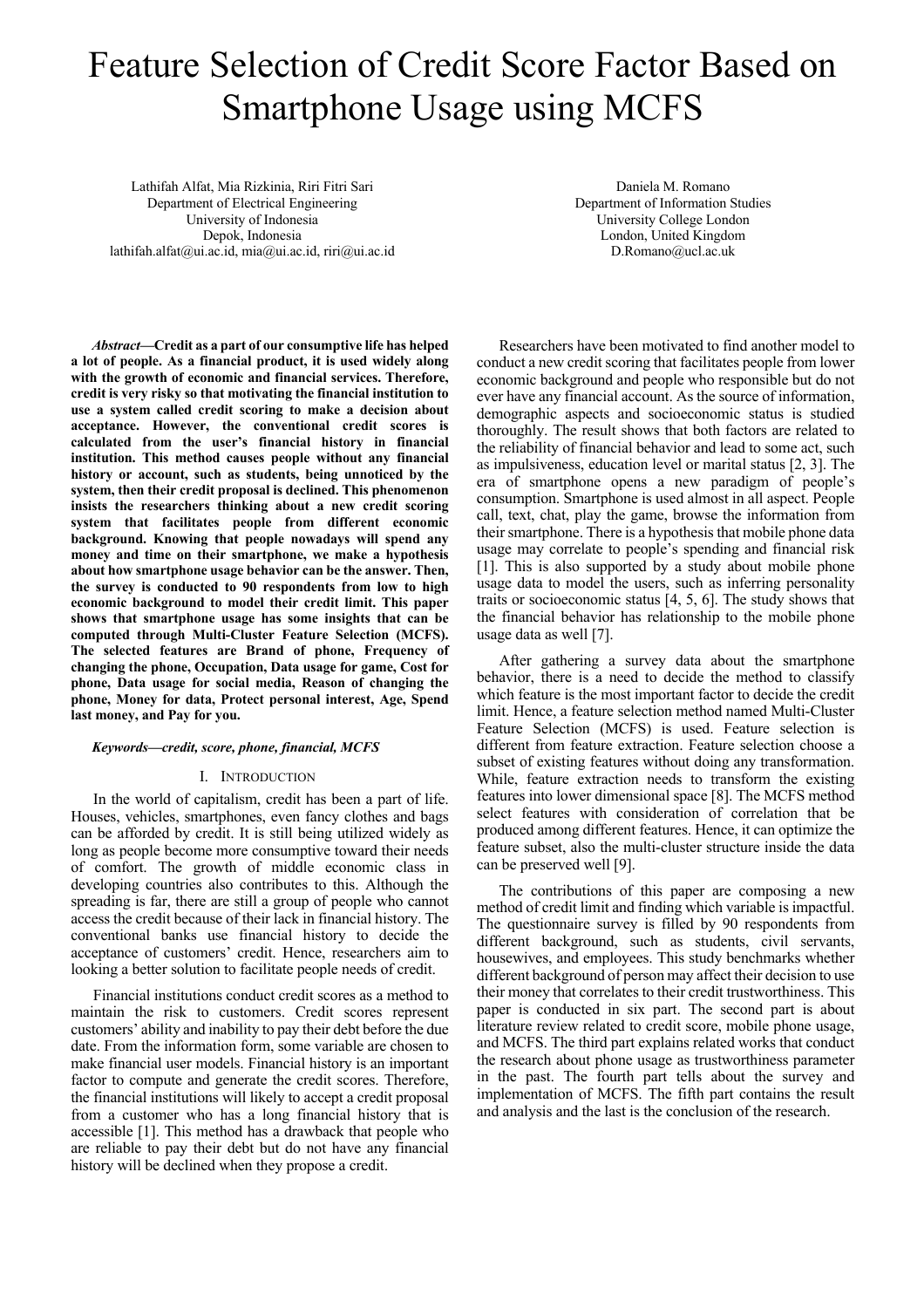# Feature Selection of Credit Score Factor Based on Smartphone Usage using MCFS

Lathifah Alfat, Mia Rizkinia, Riri Fitri Sari
Department of Electrical Engineering
University of Indonesia
Depok, Indonesia
lathifah.alfat@ui.ac.id, mia@ui.ac.id, riri@ui.ac.id

Daniela M. Romano
Department of Information Studies
University College London
London, United Kingdom
D.Romano@ucl.ac.uk

***Abstract*—Credit as a part of our consumptive life has helped a lot of people. As a financial product, it is used widely along with the growth of economic and financial services. Therefore, credit is very risky so that motivating the financial institution to use a system called credit scoring to make a decision about acceptance. However, the conventional credit scores is calculated from the user's financial history in financial institution. This method causes people without any financial history or account, such as students, being unnoticed by the system, then their credit proposal is declined. This phenomenon insists the researchers thinking about a new credit scoring system that facilitates people from different economic background. Knowing that people nowadays will spend any money and time on their smartphone, we make a hypothesis about how smartphone usage behavior can be the answer. Then, the survey is conducted to 90 respondents from low to high economic background to model their credit limit. This paper shows that smartphone usage has some insights that can be computed through Multi-Cluster Feature Selection (MCFS). The selected features are Brand of phone, Frequency of changing the phone, Occupation, Data usage for game, Cost for phone, Data usage for social media, Reason of changing the phone, Money for data, Protect personal interest, Age, Spend last money, and Pay for you.**

***Keywords*—credit, score, phone, financial, MCFS**

## I. Introduction

In the world of capitalism, credit has been a part of life. Houses, vehicles, smartphones, even fancy clothes and bags can be afforded by credit. It is still being utilized widely as long as people become more consumptive toward their needs of comfort. The growth of middle economic class in developing countries also contributes to this. Although the spreading is far, there are still a group of people who cannot access the credit because of their lack in financial history. The conventional banks use financial history to decide the acceptance of customers' credit. Hence, researchers aim to looking a better solution to facilitate people needs of credit.

Financial institutions conduct credit scores as a method to maintain the risk to customers. Credit scores represent customers' ability and inability to pay their debt before the due date. From the information form, some variable are chosen to make financial user models. Financial history is an important factor to compute and generate the credit scores. Therefore, the financial institutions will likely to accept a credit proposal from a customer who has a long financial history that is accessible [1]. This method has a drawback that people who are reliable to pay their debt but do not have any financial history will be declined when they propose a credit.

Researchers have been motivated to find another model to conduct a new credit scoring that facilitates people from lower economic background and people who responsible but do not ever have any financial account. As the source of information, demographic aspects and socioeconomic status is studied thoroughly. The result shows that both factors are related to the reliability of financial behavior and lead to some act, such as impulsiveness, education level or marital status [2, 3]. The era of smartphone opens a new paradigm of people's consumption. Smartphone is used almost in all aspect. People call, text, chat, play the game, browse the information from their smartphone. There is a hypothesis that mobile phone data usage may correlate to people's spending and financial risk [1]. This is also supported by a study about mobile phone usage data to model the users, such as inferring personality traits or socioeconomic status [4, 5, 6]. The study shows that the financial behavior has relationship to the mobile phone usage data as well [7].

After gathering a survey data about the smartphone behavior, there is a need to decide the method to classify which feature is the most important factor to decide the credit limit. Hence, a feature selection method named Multi-Cluster Feature Selection (MCFS) is used. Feature selection is different from feature extraction. Feature selection choose a subset of existing features without doing any transformation. While, feature extraction needs to transform the existing features into lower dimensional space [8]. The MCFS method select features with consideration of correlation that be produced among different features. Hence, it can optimize the feature subset, also the multi-cluster structure inside the data can be preserved well [9].

The contributions of this paper are composing a new method of credit limit and finding which variable is impactful. The questionnaire survey is filled by 90 respondents from different background, such as students, civil servants, housewives, and employees. This study benchmarks whether different background of person may affect their decision to use their money that correlates to their credit trustworthiness. This paper is conducted in six part. The second part is about literature review related to credit score, mobile phone usage, and MCFS. The third part explains related works that conduct the research about phone usage as trustworthiness parameter in the past. The fourth part tells about the survey and implementation of MCFS. The fifth part contains the result and analysis and the last is the conclusion of the research.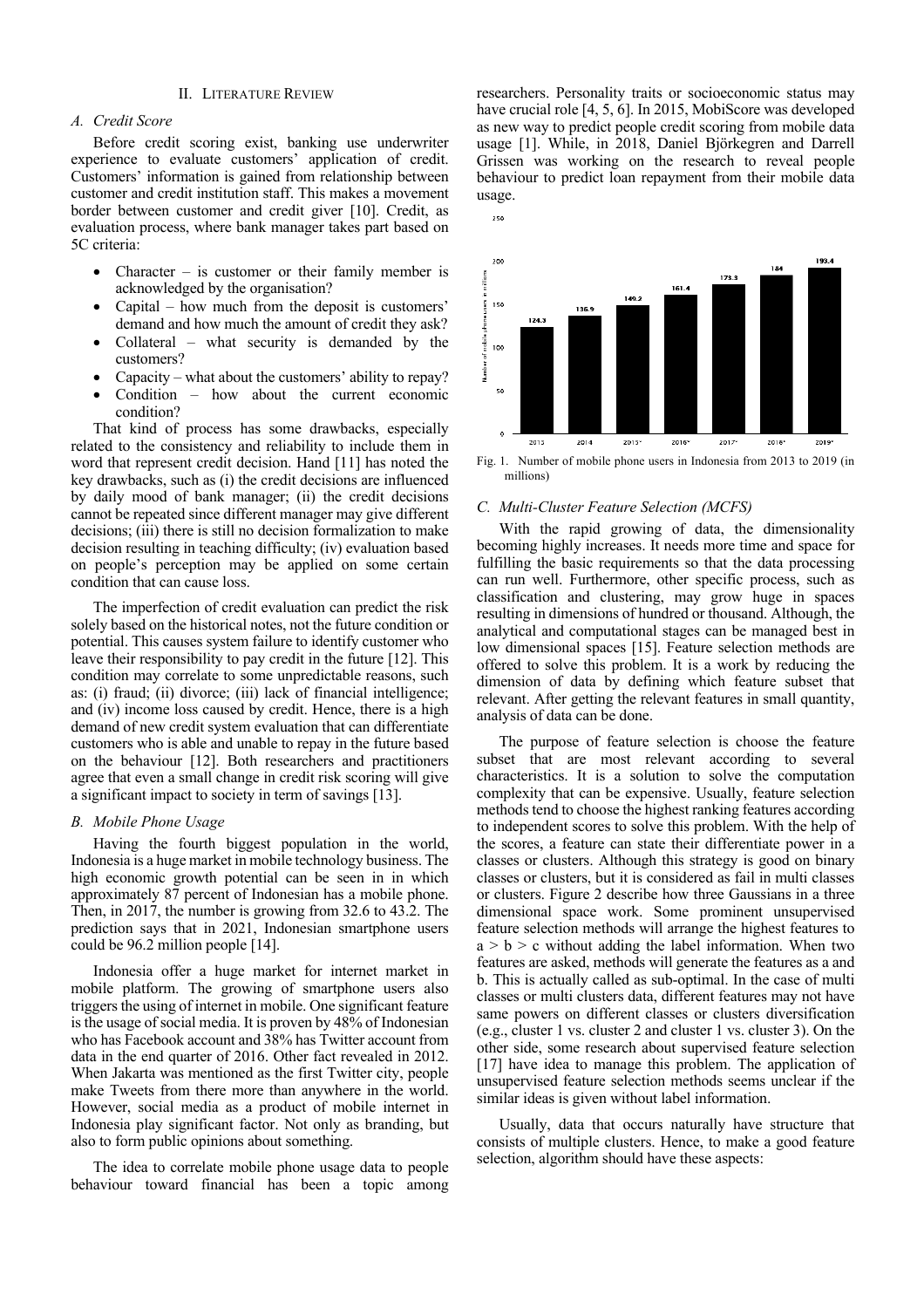## II. Literature Review

### A. Credit Score

Before credit scoring exist, banking use underwriter experience to evaluate customers' application of credit. Customers' information is gained from relationship between customer and credit institution staff. This makes a movement border between customer and credit giver [10]. Credit, as evaluation process, where bank manager takes part based on 5C criteria:

- Character – is customer or their family member is acknowledged by the organisation?
- Capital – how much from the deposit is customers' demand and how much the amount of credit they ask?
- Collateral – what security is demanded by the customers?
- Capacity – what about the customers' ability to repay?
- Condition – how about the current economic condition?

That kind of process has some drawbacks, especially related to the consistency and reliability to include them in word that represent credit decision. Hand [11] has noted the key drawbacks, such as (i) the credit decisions are influenced by daily mood of bank manager; (ii) the credit decisions cannot be repeated since different manager may give different decisions; (iii) there is still no decision formalization to make decision resulting in teaching difficulty; (iv) evaluation based on people's perception may be applied on some certain condition that can cause loss.

The imperfection of credit evaluation can predict the risk solely based on the historical notes, not the future condition or potential. This causes system failure to identify customer who leave their responsibility to pay credit in the future [12]. This condition may correlate to some unpredictable reasons, such as: (i) fraud; (ii) divorce; (iii) lack of financial intelligence; and (iv) income loss caused by credit. Hence, there is a high demand of new credit system evaluation that can differentiate customers who is able and unable to repay in the future based on the behaviour [12]. Both researchers and practitioners agree that even a small change in credit risk scoring will give a significant impact to society in term of savings [13].

### B. Mobile Phone Usage

Having the fourth biggest population in the world, Indonesia is a huge market in mobile technology business. The high economic growth potential can be seen in in which approximately 87 percent of Indonesian has a mobile phone. Then, in 2017, the number is growing from 32.6 to 43.2. The prediction says that in 2021, Indonesian smartphone users could be 96.2 million people [14].

Indonesia offer a huge market for internet market in mobile platform. The growing of smartphone users also triggers the using of internet in mobile. One significant feature is the usage of social media. It is proven by 48% of Indonesian who has Facebook account and 38% has Twitter account from data in the end quarter of 2016. Other fact revealed in 2012. When Jakarta was mentioned as the first Twitter city, people make Tweets from there more than anywhere in the world. However, social media as a product of mobile internet in Indonesia play significant factor. Not only as branding, but also to form public opinions about something.

The idea to correlate mobile phone usage data to people behaviour toward financial has been a topic among researchers. Personality traits or socioeconomic status may have crucial role [4, 5, 6]. In 2015, MobiScore was developed as new way to predict people credit scoring from mobile data usage [1]. While, in 2018, Daniel Björkegren and Darrell Grissen was working on the research to reveal people behaviour to predict loan repayment from their mobile data usage.

| Year | 2013 | 2014 | 2015* | 2016* | 2017* | 2018* | 2019* |
|---|---|---|---|---|---|---|---|
| Number of mobile phone users in millions | 124.3 | 136.9 | 149.2 | 161.4 | 173.3 | 184 | 193.4 |

Fig. 1. Number of mobile phone users in Indonesia from 2013 to 2019 (in millions)

### C. Multi-Cluster Feature Selection (MCFS)

With the rapid growing of data, the dimensionality becoming highly increases. It needs more time and space for fulfilling the basic requirements so that the data processing can run well. Furthermore, other specific process, such as classification and clustering, may grow huge in spaces resulting in dimensions of hundred or thousand. Although, the analytical and computational stages can be managed best in low dimensional spaces [15]. Feature selection methods are offered to solve this problem. It is a work by reducing the dimension of data by defining which feature subset that relevant. After getting the relevant features in small quantity, analysis of data can be done.

The purpose of feature selection is choose the feature subset that are most relevant according to several characteristics. It is a solution to solve the computation complexity that can be expensive. Usually, feature selection methods tend to choose the highest ranking features according to independent scores to solve this problem. With the help of the scores, a feature can state their differentiate power in a classes or clusters. Although this strategy is good on binary classes or clusters, but it is considered as fail in multi classes or clusters. Figure 2 describe how three Gaussians in a three dimensional space work. Some prominent unsupervised feature selection methods will arrange the highest features to $a > b > c$ without adding the label information. When two features are asked, methods will generate the features as a and b. This is actually called as sub-optimal. In the case of multi classes or multi clusters data, different features may not have same powers on different classes or clusters diversification (e.g., cluster 1 vs. cluster 2 and cluster 1 vs. cluster 3). On the other side, some research about supervised feature selection [17] have idea to manage this problem. The application of unsupervised feature selection methods seems unclear if the similar ideas is given without label information.

Usually, data that occurs naturally have structure that consists of multiple clusters. Hence, to make a good feature selection, algorithm should have these aspects: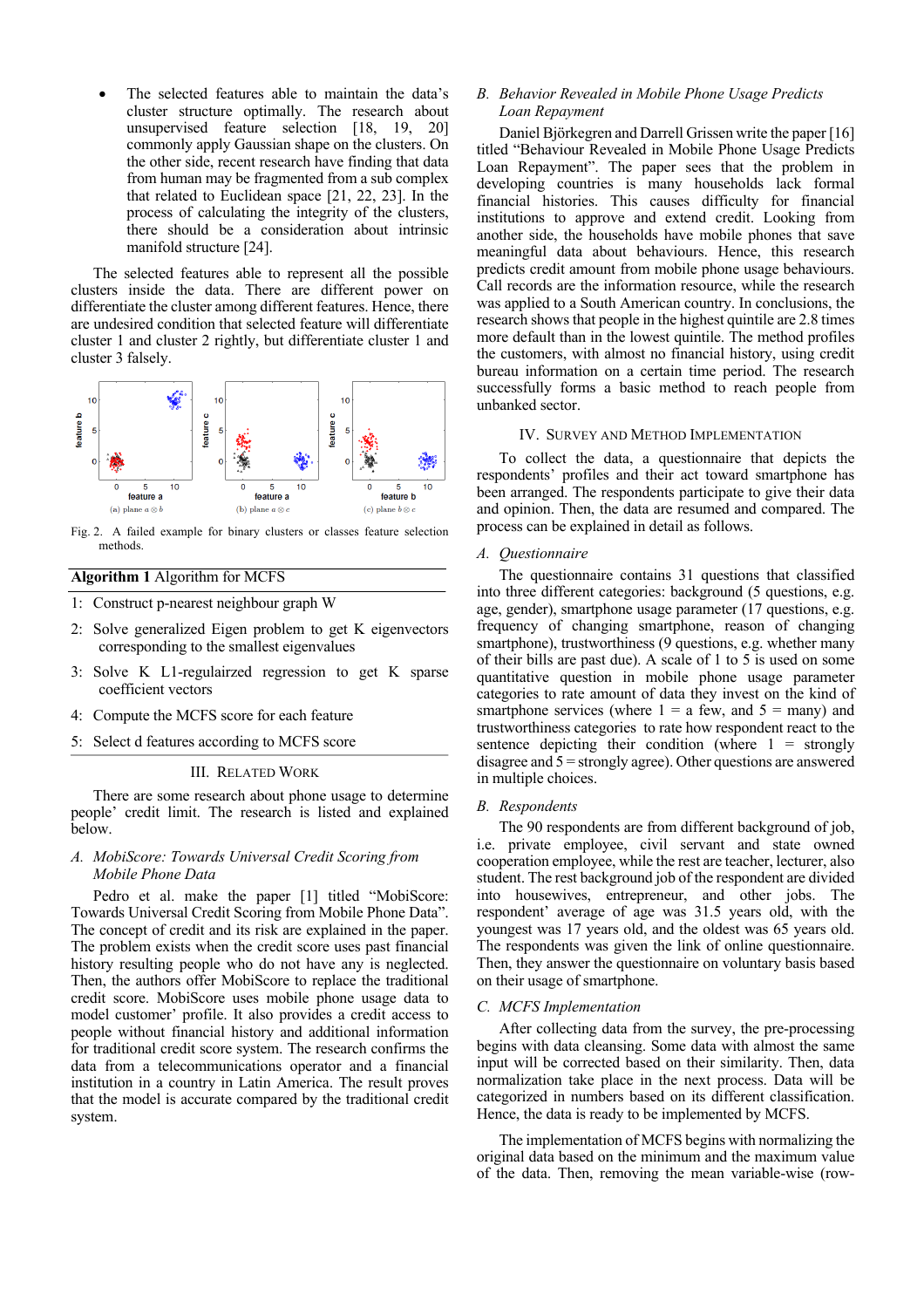- The selected features able to maintain the data's cluster structure optimally. The research about unsupervised feature selection [18, 19, 20] commonly apply Gaussian shape on the clusters. On the other side, recent research have finding that data from human may be fragmented from a sub complex that related to Euclidean space [21, 22, 23]. In the process of calculating the integrity of the clusters, there should be a consideration about intrinsic manifold structure [24].

The selected features able to represent all the possible clusters inside the data. There are different power on differentiate the cluster among different features. Hence, there are undesired condition that selected feature will differentiate cluster 1 and cluster 2 rightly, but differentiate cluster 1 and cluster 3 falsely.

Fig. 2. A failed example for binary clusters or classes feature selection methods.

**Algorithm 1** Algorithm for MCFS

1: Construct p-nearest neighbour graph W
2: Solve generalized Eigen problem to get K eigenvectors corresponding to the smallest eigenvalues
3: Solve K L1-regulairzed regression to get K sparse coefficient vectors
4: Compute the MCFS score for each feature
5: Select d features according to MCFS score

## III. Related Work

There are some research about phone usage to determine people' credit limit. The research is listed and explained below.

### A. *MobiScore: Towards Universal Credit Scoring from Mobile Phone Data*

Pedro et al. make the paper [1] titled "MobiScore: Towards Universal Credit Scoring from Mobile Phone Data". The concept of credit and its risk are explained in the paper. The problem exists when the credit score uses past financial history resulting people who do not have any is neglected. Then, the authors offer MobiScore to replace the traditional credit score. MobiScore uses mobile phone usage data to model customer' profile. It also provides a credit access to people without financial history and additional information for traditional credit score system. The research confirms the data from a telecommunications operator and a financial institution in a country in Latin America. The result proves that the model is accurate compared by the traditional credit system.

### B. *Behavior Revealed in Mobile Phone Usage Predicts Loan Repayment*

Daniel Björkegren and Darrell Grissen write the paper [16] titled "Behaviour Revealed in Mobile Phone Usage Predicts Loan Repayment". The paper sees that the problem in developing countries is many households lack formal financial histories. This causes difficulty for financial institutions to approve and extend credit. Looking from another side, the households have mobile phones that save meaningful data about behaviours. Hence, this research predicts credit amount from mobile phone usage behaviours. Call records are the information resource, while the research was applied to a South American country. In conclusions, the research shows that people in the highest quintile are 2.8 times more default than in the lowest quintile. The method profiles the customers, with almost no financial history, using credit bureau information on a certain time period. The research successfully forms a basic method to reach people from unbanked sector.

## IV. Survey and Method Implementation

To collect the data, a questionnaire that depicts the respondents' profiles and their act toward smartphone has been arranged. The respondents participate to give their data and opinion. Then, the data are resumed and compared. The process can be explained in detail as follows.

### A. *Questionnaire*

The questionnaire contains 31 questions that classified into three different categories: background (5 questions, e.g. age, gender), smartphone usage parameter (17 questions, e.g. frequency of changing smartphone, reason of changing smartphone), trustworthiness (9 questions, e.g. whether many of their bills are past due). A scale of 1 to 5 is used on some quantitative question in mobile phone usage parameter categories to rate amount of data they invest on the kind of smartphone services (where 1 = a few, and 5 = many) and trustworthiness categories to rate how respondent react to the sentence depicting their condition (where 1 = strongly disagree and 5 = strongly agree). Other questions are answered in multiple choices.

### B. *Respondents*

The 90 respondents are from different background of job, i.e. private employee, civil servant and state owned cooperation employee, while the rest are teacher, lecturer, also student. The rest background job of the respondent are divided into housewives, entrepreneur, and other jobs. The respondent' average of age was 31.5 years old, with the youngest was 17 years old, and the oldest was 65 years old. The respondents was given the link of online questionnaire. Then, they answer the questionnaire on voluntary basis based on their usage of smartphone.

### C. *MCFS Implementation*

After collecting data from the survey, the pre-processing begins with data cleansing. Some data with almost the same input will be corrected based on their similarity. Then, data normalization take place in the next process. Data will be categorized in numbers based on its different classification. Hence, the data is ready to be implemented by MCFS.

The implementation of MCFS begins with normalizing the original data based on the minimum and the maximum value of the data. Then, removing the mean variable-wise (row-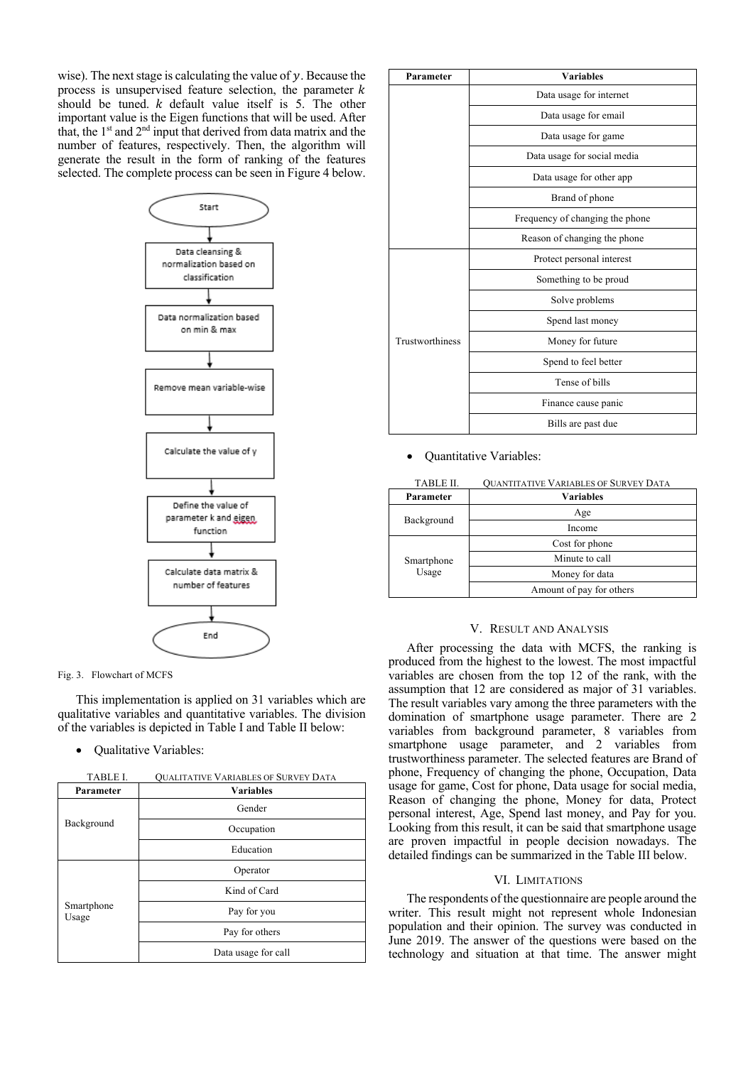wise). The next stage is calculating the value of $y$. Because the process is unsupervised feature selection, the parameter $k$ should be tuned. $k$ default value itself is 5. The other important value is the Eigen functions that will be used. After that, the 1st and 2nd input that derived from data matrix and the number of features, respectively. Then, the algorithm will generate the result in the form of ranking of the features selected. The complete process can be seen in Figure 4 below.

Start → Data cleansing & normalization based on classification → Data normalization based on min & max → Remove mean variable-wise → Calculate the value of y → Define the value of parameter k and eigen function → Calculate data matrix & number of features → End

Fig. 3. Flowchart of MCFS

This implementation is applied on 31 variables which are qualitative variables and quantitative variables. The division of the variables is depicted in Table I and Table II below:

- Qualitative Variables:

TABLE I. QUALITATIVE VARIABLES OF SURVEY DATA

| Parameter | Variables |
|---|---|
| Background | Gender |
| | Occupation |
| | Education |
| Smartphone Usage | Operator |
| | Kind of Card |
| | Pay for you |
| | Pay for others |
| | Data usage for call |
| | Data usage for internet |
| | Data usage for email |
| | Data usage for game |
| | Data usage for social media |
| | Data usage for other app |
| | Brand of phone |
| | Frequency of changing the phone |
| | Reason of changing the phone |
| Trustworthiness | Protect personal interest |
| | Something to be proud |
| | Solve problems |
| | Spend last money |
| | Money for future |
| | Spend to feel better |
| | Tense of bills |
| | Finance cause panic |
| | Bills are past due |

- Quantitative Variables:

TABLE II. QUANTITATIVE VARIABLES OF SURVEY DATA

| Parameter | Variables |
|---|---|
| Background | Age |
| | Income |
| Smartphone Usage | Cost for phone |
| | Minute to call |
| | Money for data |
| | Amount of pay for others |

## V. RESULT AND ANALYSIS

After processing the data with MCFS, the ranking is produced from the highest to the lowest. The most impactful variables are chosen from the top 12 of the rank, with the assumption that 12 are considered as major of 31 variables. The result variables vary among the three parameters with the domination of smartphone usage parameter. There are 2 variables from background parameter, 8 variables from smartphone usage parameter, and 2 variables from trustworthiness parameter. The selected features are Brand of phone, Frequency of changing the phone, Occupation, Data usage for game, Cost for phone, Data usage for social media, Reason of changing the phone, Money for data, Protect personal interest, Age, Spend last money, and Pay for you. Looking from this result, it can be said that smartphone usage are proven impactful in people decision nowadays. The detailed findings can be summarized in the Table III below.

## VI. LIMITATIONS

The respondents of the questionnaire are people around the writer. This result might not represent whole Indonesian population and their opinion. The survey was conducted in June 2019. The answer of the questions were based on the technology and situation at that time. The answer might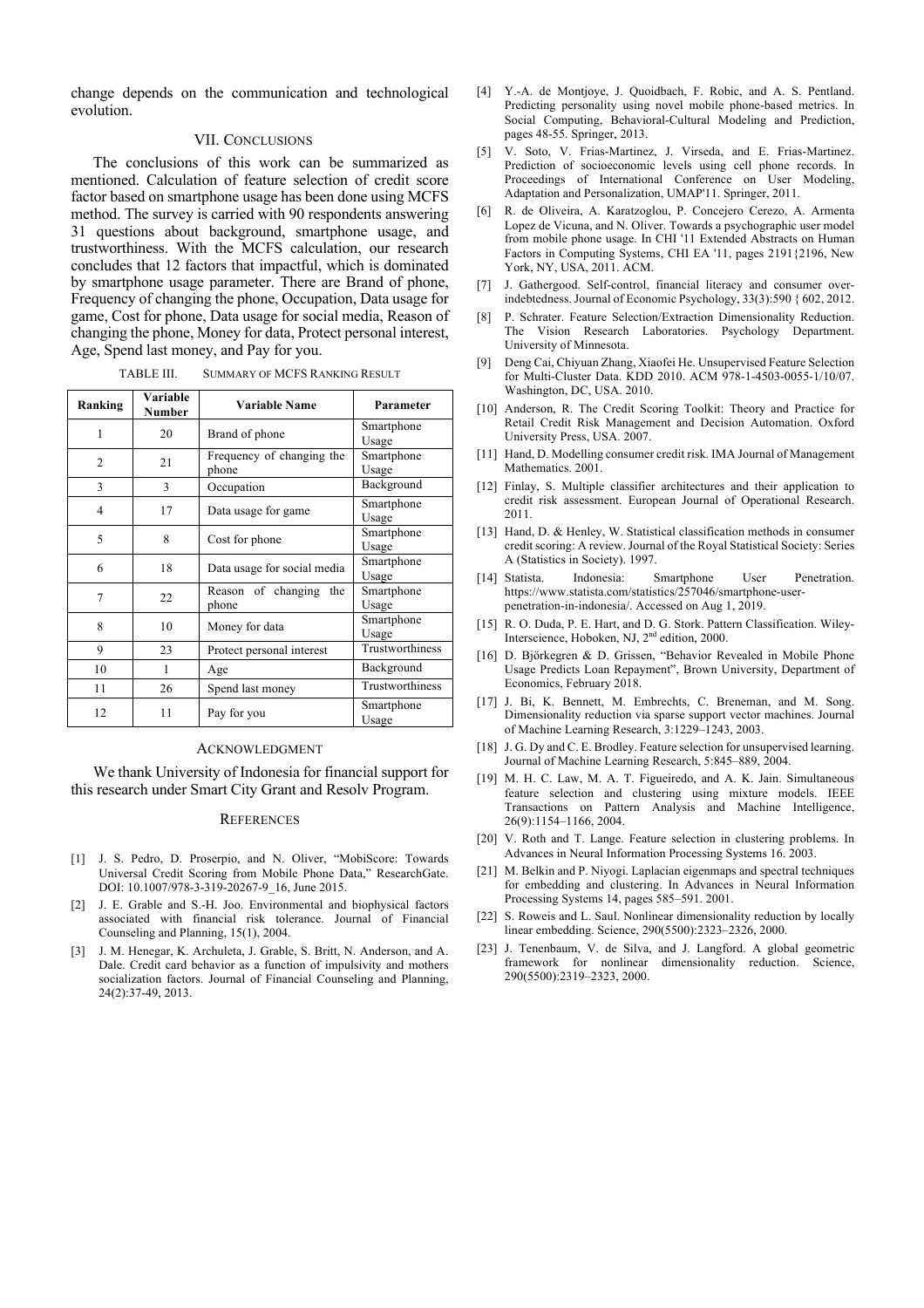change depends on the communication and technological evolution.

## VII. Conclusions

The conclusions of this work can be summarized as mentioned. Calculation of feature selection of credit score factor based on smartphone usage has been done using MCFS method. The survey is carried with 90 respondents answering 31 questions about background, smartphone usage, and trustworthiness. With the MCFS calculation, our research concludes that 12 factors that impactful, which is dominated by smartphone usage parameter. There are Brand of phone, Frequency of changing the phone, Occupation, Data usage for game, Cost for phone, Data usage for social media, Reason of changing the phone, Money for data, Protect personal interest, Age, Spend last money, and Pay for you.

TABLE III. Summary of MCFS Ranking Result

| Ranking | Variable Number | Variable Name | Parameter |
|---|---|---|---|
| 1 | 20 | Brand of phone | Smartphone Usage |
| 2 | 21 | Frequency of changing the phone | Smartphone Usage |
| 3 | 3 | Occupation | Background |
| 4 | 17 | Data usage for game | Smartphone Usage |
| 5 | 8 | Cost for phone | Smartphone Usage |
| 6 | 18 | Data usage for social media | Smartphone Usage |
| 7 | 22 | Reason of changing the phone | Smartphone Usage |
| 8 | 10 | Money for data | Smartphone Usage |
| 9 | 23 | Protect personal interest | Trustworthiness |
| 10 | 1 | Age | Background |
| 11 | 26 | Spend last money | Trustworthiness |
| 12 | 11 | Pay for you | Smartphone Usage |

## Acknowledgment

We thank University of Indonesia for financial support for this research under Smart City Grant and Resolv Program.

## References

[1] J. S. Pedro, D. Proserpio, and N. Oliver, "MobiScore: Towards Universal Credit Scoring from Mobile Phone Data," ResearchGate. DOI: 10.1007/978-3-319-20267-9_16, June 2015.

[2] J. E. Grable and S.-H. Joo. Environmental and biophysical factors associated with financial risk tolerance. Journal of Financial Counseling and Planning, 15(1), 2004.

[3] J. M. Henegar, K. Archuleta, J. Grable, S. Britt, N. Anderson, and A. Dale. Credit card behavior as a function of impulsivity and mothers socialization factors. Journal of Financial Counseling and Planning, 24(2):37-49, 2013.

[4] Y.-A. de Montjoye, J. Quoidbach, F. Robic, and A. S. Pentland. Predicting personality using novel mobile phone-based metrics. In Social Computing, Behavioral-Cultural Modeling and Prediction, pages 48-55. Springer, 2013.

[5] V. Soto, V. Frias-Martinez, J. Virseda, and E. Frias-Martinez. Prediction of socioeconomic levels using cell phone records. In Proceedings of International Conference on User Modeling, Adaptation and Personalization, UMAP'11. Springer, 2011.

[6] R. de Oliveira, A. Karatzoglou, P. Concejero Cerezo, A. Armenta Lopez de Vicuna, and N. Oliver. Towards a psychographic user model from mobile phone usage. In CHI '11 Extended Abstracts on Human Factors in Computing Systems, CHI EA '11, pages 2191{2196, New York, NY, USA, 2011. ACM.

[7] J. Gathergood. Self-control, financial literacy and consumer over-indebtedness. Journal of Economic Psychology, 33(3):590 { 602, 2012.

[8] P. Schrater. Feature Selection/Extraction Dimensionality Reduction. The Vision Research Laboratories. Psychology Department. University of Minnesota.

[9] Deng Cai, Chiyuan Zhang, Xiaofei He. Unsupervised Feature Selection for Multi-Cluster Data. KDD 2010. ACM 978-1-4503-0055-1/10/07. Washington, DC, USA. 2010.

[10] Anderson, R. The Credit Scoring Toolkit: Theory and Practice for Retail Credit Risk Management and Decision Automation. Oxford University Press, USA. 2007.

[11] Hand, D. Modelling consumer credit risk. IMA Journal of Management Mathematics. 2001.

[12] Finlay, S. Multiple classifier architectures and their application to credit risk assessment. European Journal of Operational Research. 2011.

[13] Hand, D. & Henley, W. Statistical classification methods in consumer credit scoring: A review. Journal of the Royal Statistical Society: Series A (Statistics in Society). 1997.

[14] Statista. Indonesia: Smartphone User Penetration. https://www.statista.com/statistics/257046/smartphone-user-penetration-in-indonesia/. Accessed on Aug 1, 2019.

[15] R. O. Duda, P. E. Hart, and D. G. Stork. Pattern Classification. Wiley-Interscience, Hoboken, NJ, 2nd edition, 2000.

[16] D. Björkegren & D. Grissen, "Behavior Revealed in Mobile Phone Usage Predicts Loan Repayment", Brown University, Department of Economics, February 2018.

[17] J. Bi, K. Bennett, M. Embrechts, C. Breneman, and M. Song. Dimensionality reduction via sparse support vector machines. Journal of Machine Learning Research, 3:1229–1243, 2003.

[18] J. G. Dy and C. E. Brodley. Feature selection for unsupervised learning. Journal of Machine Learning Research, 5:845–889, 2004.

[19] M. H. C. Law, M. A. T. Figueiredo, and A. K. Jain. Simultaneous feature selection and clustering using mixture models. IEEE Transactions on Pattern Analysis and Machine Intelligence, 26(9):1154–1166, 2004.

[20] V. Roth and T. Lange. Feature selection in clustering problems. In Advances in Neural Information Processing Systems 16. 2003.

[21] M. Belkin and P. Niyogi. Laplacian eigenmaps and spectral techniques for embedding and clustering. In Advances in Neural Information Processing Systems 14, pages 585–591. 2001.

[22] S. Roweis and L. Saul. Nonlinear dimensionality reduction by locally linear embedding. Science, 290(5500):2323–2326, 2000.

[23] J. Tenenbaum, V. de Silva, and J. Langford. A global geometric framework for nonlinear dimensionality reduction. Science, 290(5500):2319–2323, 2000.